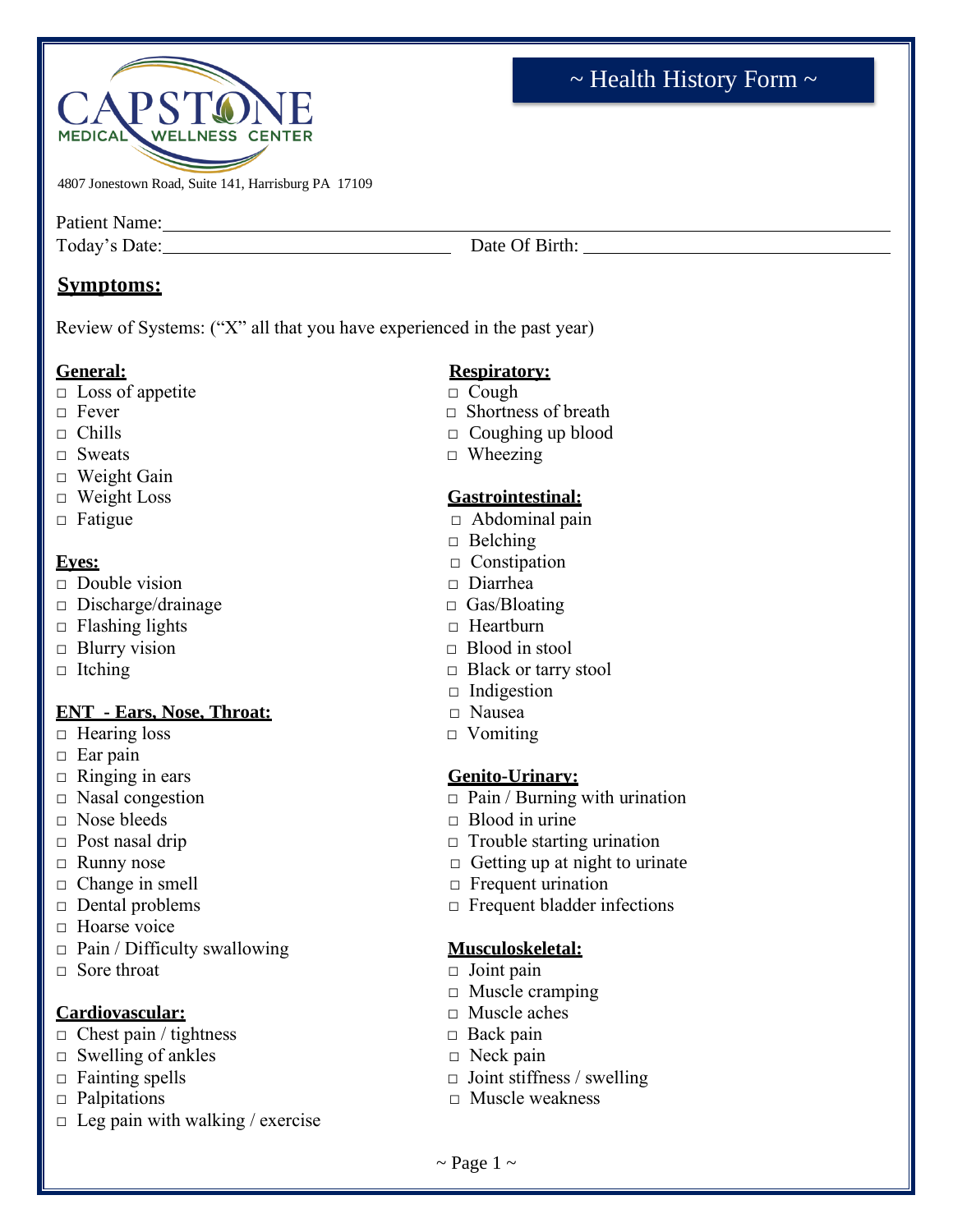# ~ Health History Form ~

CAPSTONE MEDICAL WELLNESS CENTER

4807 Jonestown Road, Suite 141, Harrisburg PA 17109

Patient Name:\_\_\_\_\_\_\_\_\_\_\_\_\_\_\_\_\_\_\_\_\_\_\_\_\_\_\_\_\_\_\_\_\_\_\_\_\_\_\_\_\_\_\_\_\_\_\_\_

Today's Date:\_\_\_\_\_\_\_\_\_\_\_\_\_\_\_\_\_\_\_\_ Date Of Birth: \_\_\_\_\_\_\_\_\_\_\_\_\_\_\_\_\_\_\_\_

## Symptoms:

Review of Systems: ("X" all that you have experienced in the past year)

**General:**
- □ Loss of appetite
- □ Fever
- □ Chills
- □ Sweats
- □ Weight Gain
- □ Weight Loss
- □ Fatigue

**Eyes:**
- □ Double vision
- □ Discharge/drainage
- □ Flashing lights
- □ Blurry vision
- □ Itching

**ENT - Ears, Nose, Throat:**
- □ Hearing loss
- □ Ear pain
- □ Ringing in ears
- □ Nasal congestion
- □ Nose bleeds
- □ Post nasal drip
- □ Runny nose
- □ Change in smell
- □ Dental problems
- □ Hoarse voice
- □ Pain / Difficulty swallowing
- □ Sore throat

**Cardiovascular:**
- □ Chest pain / tightness
- □ Swelling of ankles
- □ Fainting spells
- □ Palpitations
- □ Leg pain with walking / exercise

**Respiratory:**
- □ Cough
- □ Shortness of breath
- □ Coughing up blood
- □ Wheezing

**Gastrointestinal:**
- □ Abdominal pain
- □ Belching
- □ Constipation
- □ Diarrhea
- □ Gas/Bloating
- □ Heartburn
- □ Blood in stool
- □ Black or tarry stool
- □ Indigestion
- □ Nausea
- □ Vomiting

**Genito-Urinary:**
- □ Pain / Burning with urination
- □ Blood in urine
- □ Trouble starting urination
- □ Getting up at night to urinate
- □ Frequent urination
- □ Frequent bladder infections

**Musculoskeletal:**
- □ Joint pain
- □ Muscle cramping
- □ Muscle aches
- □ Back pain
- □ Neck pain
- □ Joint stiffness / swelling
- □ Muscle weakness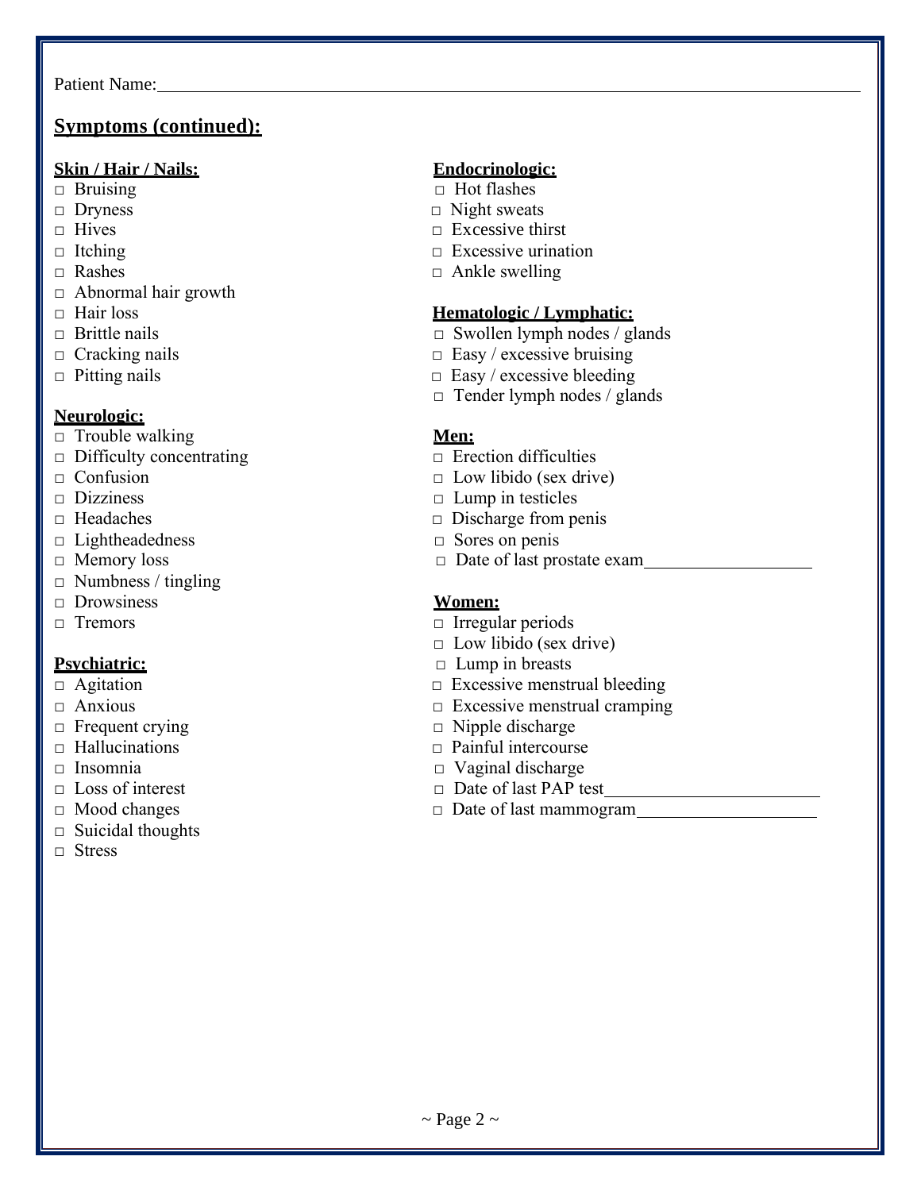Patient Name: \_\_\_\_\_\_\_\_\_\_\_\_\_\_\_\_\_\_\_\_\_\_\_\_\_\_\_\_\_\_\_\_\_\_\_\_\_\_\_\_

## Symptoms (continued):

**Skin / Hair / Nails:**

- □ Bruising
- □ Dryness
- □ Hives
- □ Itching
- □ Rashes
- □ Abnormal hair growth
- □ Hair loss
- □ Brittle nails
- □ Cracking nails
- □ Pitting nails

**Neurologic:**

- □ Trouble walking
- □ Difficulty concentrating
- □ Confusion
- □ Dizziness
- □ Headaches
- □ Lightheadedness
- □ Memory loss
- □ Numbness / tingling
- □ Drowsiness
- □ Tremors

**Psychiatric:**

- □ Agitation
- □ Anxious
- □ Frequent crying
- □ Hallucinations
- □ Insomnia
- □ Loss of interest
- □ Mood changes
- □ Suicidal thoughts
- □ Stress

**Endocrinologic:**

- □ Hot flashes
- □ Night sweats
- □ Excessive thirst
- □ Excessive urination
- □ Ankle swelling

**Hematologic / Lymphatic:**

- □ Swollen lymph nodes / glands
- □ Easy / excessive bruising
- □ Easy / excessive bleeding
- □ Tender lymph nodes / glands

**Men:**

- □ Erection difficulties
- □ Low libido (sex drive)
- □ Lump in testicles
- □ Discharge from penis
- □ Sores on penis
- □ Date of last prostate exam\_\_\_\_\_\_\_\_\_\_\_\_\_\_\_\_\_\_

**Women:**

- □ Irregular periods
- □ Low libido (sex drive)
- □ Lump in breasts
- □ Excessive menstrual bleeding
- □ Excessive menstrual cramping
- □ Nipple discharge
- □ Painful intercourse
- □ Vaginal discharge
- □ Date of last PAP test\_\_\_\_\_\_\_\_\_\_\_\_\_\_\_\_\_\_\_\_\_\_
- □ Date of last mammogram\_\_\_\_\_\_\_\_\_\_\_\_\_\_\_\_\_\_\_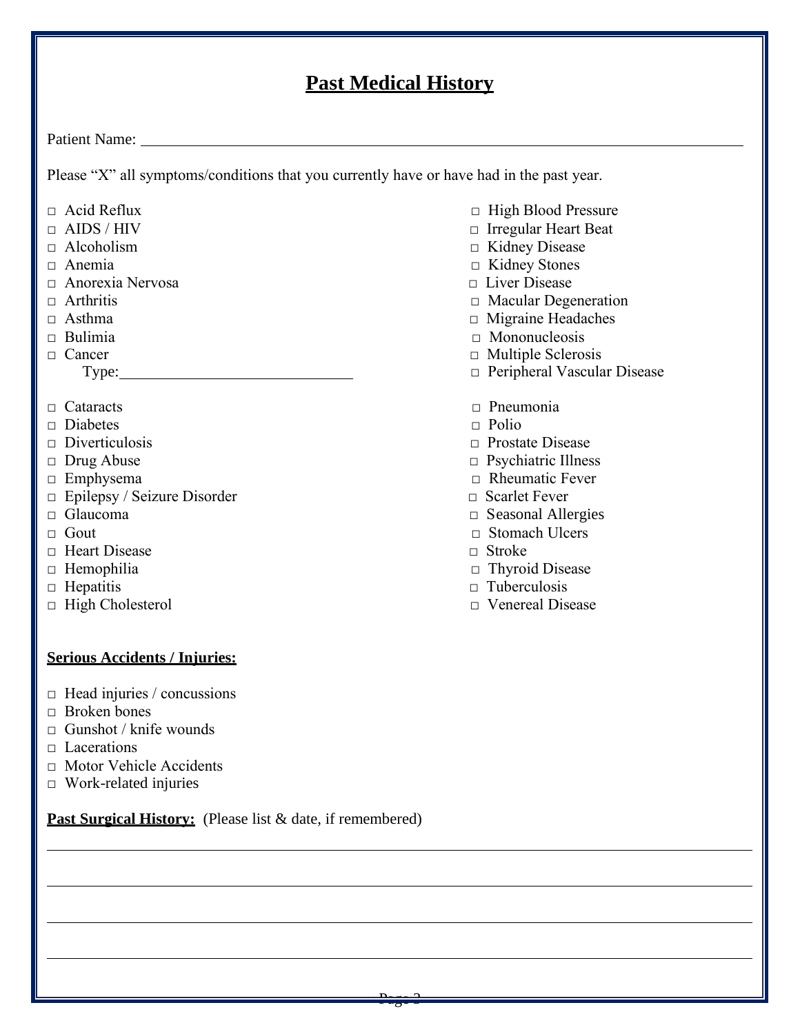# Past Medical History

Patient Name: \_\_\_\_\_\_\_\_\_\_\_\_\_\_\_\_\_\_\_\_\_\_\_\_\_\_\_\_\_\_\_\_\_\_\_\_\_\_\_\_\_\_\_\_\_\_\_\_\_\_\_\_\_\_\_\_\_\_\_\_\_\_\_\_\_\_\_\_

Please "X" all symptoms/conditions that you currently have or have had in the past year.

- □ Acid Reflux
- □ AIDS / HIV
- □ Alcoholism
- □ Anemia
- □ Anorexia Nervosa
- □ Arthritis
- □ Asthma
- □ Bulimia
- □ Cancer
  Type:\_\_\_\_\_\_\_\_\_\_\_\_\_\_\_\_\_\_\_\_\_\_\_\_\_\_\_\_\_\_
- □ Cataracts
- □ Diabetes
- □ Diverticulosis
- □ Drug Abuse
- □ Emphysema
- □ Epilepsy / Seizure Disorder
- □ Glaucoma
- □ Gout
- □ Heart Disease
- □ Hemophilia
- □ Hepatitis
- □ High Cholesterol
- □ High Blood Pressure
- □ Irregular Heart Beat
- □ Kidney Disease
- □ Kidney Stones
- □ Liver Disease
- □ Macular Degeneration
- □ Migraine Headaches
- □ Mononucleosis
- □ Multiple Sclerosis
- □ Peripheral Vascular Disease
- □ Pneumonia
- □ Polio
- □ Prostate Disease
- □ Psychiatric Illness
- □ Rheumatic Fever
- □ Scarlet Fever
- □ Seasonal Allergies
- □ Stomach Ulcers
- □ Stroke
- □ Thyroid Disease
- □ Tuberculosis
- □ Venereal Disease

**Serious Accidents / Injuries:**

- □ Head injuries / concussions
- □ Broken bones
- □ Gunshot / knife wounds
- □ Lacerations
- □ Motor Vehicle Accidents
- □ Work-related injuries

**Past Surgical History:** (Please list & date, if remembered)

\_\_\_\_\_\_\_\_\_\_\_\_\_\_\_\_\_\_\_\_\_\_\_\_\_\_\_\_\_\_\_\_\_\_\_\_\_\_\_\_\_\_\_\_\_\_\_\_\_\_\_\_\_\_\_\_\_\_\_\_\_\_\_\_\_\_\_\_\_\_\_\_\_\_\_\_\_\_

\_\_\_\_\_\_\_\_\_\_\_\_\_\_\_\_\_\_\_\_\_\_\_\_\_\_\_\_\_\_\_\_\_\_\_\_\_\_\_\_\_\_\_\_\_\_\_\_\_\_\_\_\_\_\_\_\_\_\_\_\_\_\_\_\_\_\_\_\_\_\_\_\_\_\_\_\_\_

\_\_\_\_\_\_\_\_\_\_\_\_\_\_\_\_\_\_\_\_\_\_\_\_\_\_\_\_\_\_\_\_\_\_\_\_\_\_\_\_\_\_\_\_\_\_\_\_\_\_\_\_\_\_\_\_\_\_\_\_\_\_\_\_\_\_\_\_\_\_\_\_\_\_\_\_\_\_

\_\_\_\_\_\_\_\_\_\_\_\_\_\_\_\_\_\_\_\_\_\_\_\_\_\_\_\_\_\_\_\_\_\_\_\_\_\_\_\_\_\_\_\_\_\_\_\_\_\_\_\_\_\_\_\_\_\_\_\_\_\_\_\_\_\_\_\_\_\_\_\_\_\_\_\_\_\_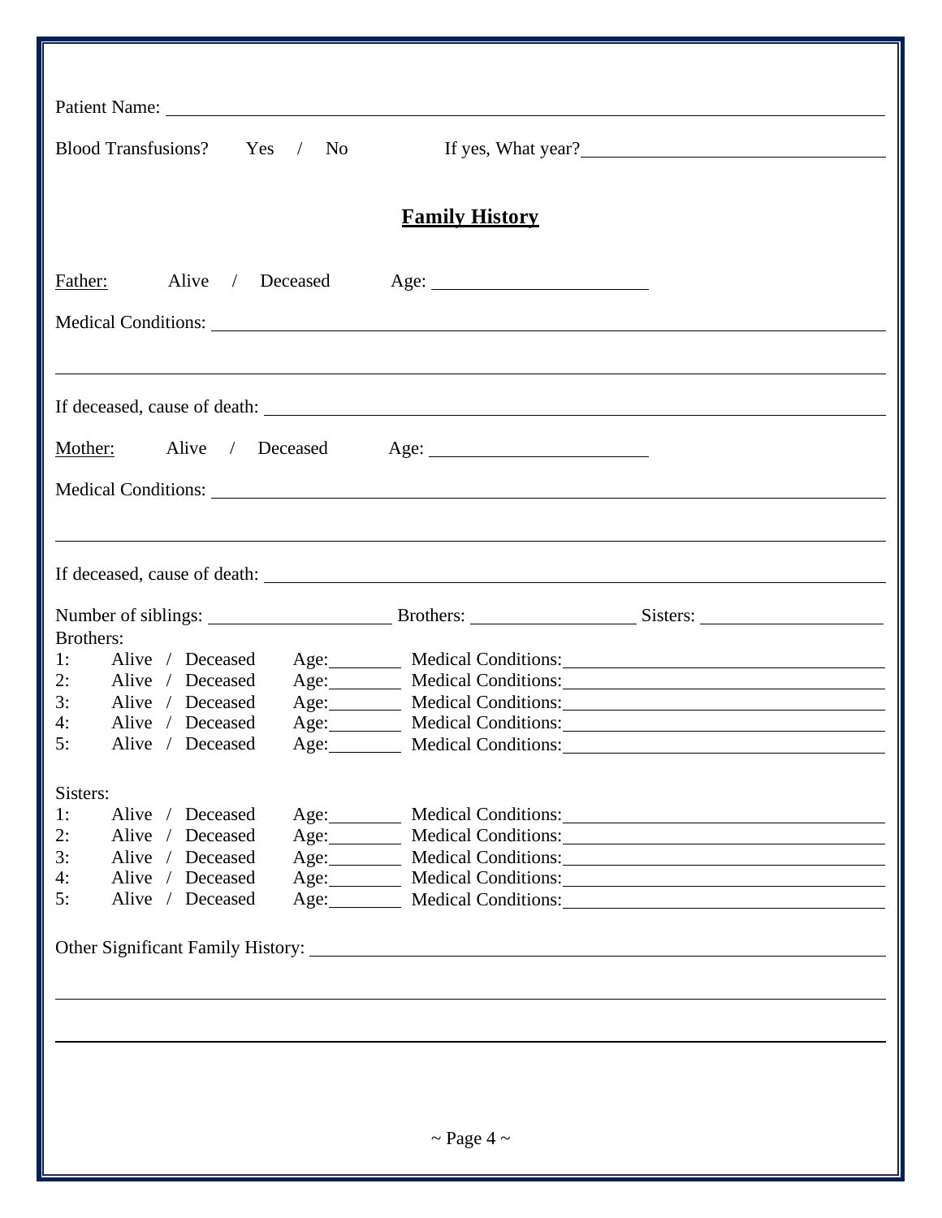Patient Name: ____________________________________________

Blood Transfusions? Yes / No If yes, What year? ____________________

## Family History

Father: Alive / Deceased Age: ____________

Medical Conditions: ____________________________________________

____________________________________________

If deceased, cause of death: ____________________________________________

Mother: Alive / Deceased Age: ____________

Medical Conditions: ____________________________________________

____________________________________________

If deceased, cause of death: ____________________________________________

Number of siblings: ____________ Brothers: ____________ Sisters: ____________

Brothers:

1: Alive / Deceased Age:______ Medical Conditions:____________________
2: Alive / Deceased Age:______ Medical Conditions:____________________
3: Alive / Deceased Age:______ Medical Conditions:____________________
4: Alive / Deceased Age:______ Medical Conditions:____________________
5: Alive / Deceased Age:______ Medical Conditions:____________________

Sisters:

1: Alive / Deceased Age:______ Medical Conditions:____________________
2: Alive / Deceased Age:______ Medical Conditions:____________________
3: Alive / Deceased Age:______ Medical Conditions:____________________
4: Alive / Deceased Age:______ Medical Conditions:____________________
5: Alive / Deceased Age:______ Medical Conditions:____________________

Other Significant Family History: ____________________________________________

____________________________________________

____________________________________________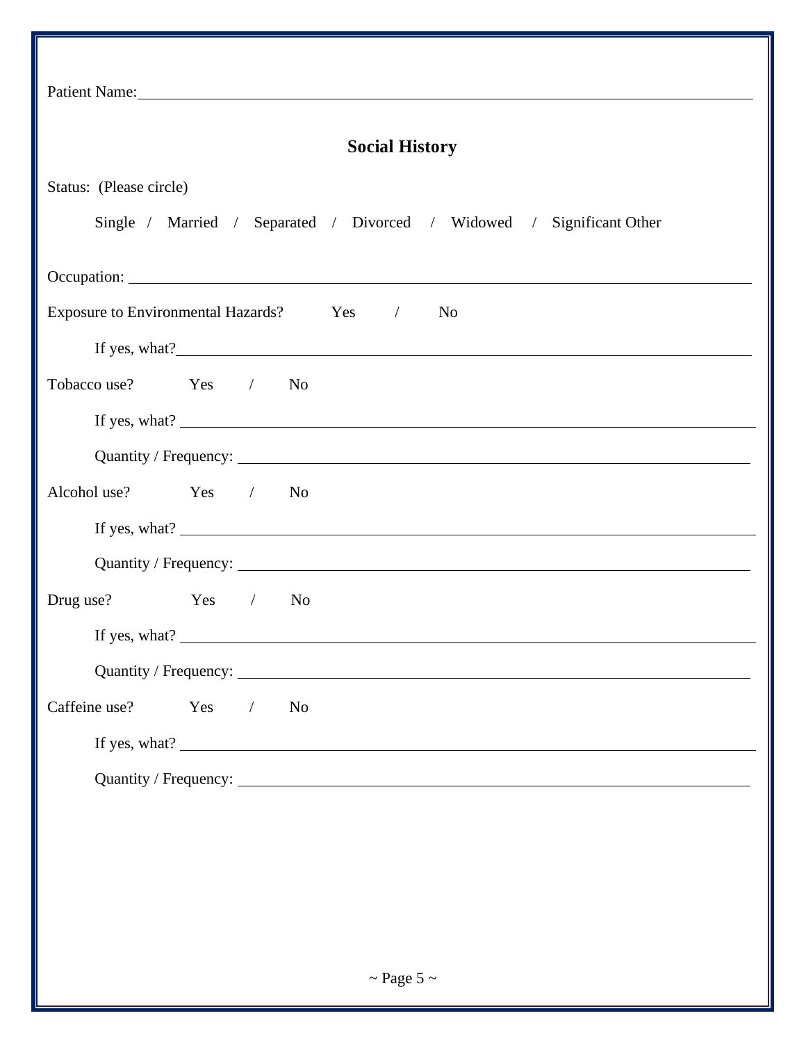Patient Name: ______________________________________________

## Social History

Status: (Please circle)

Single / Married / Separated / Divorced / Widowed / Significant Other

Occupation: ______________________________________________

Exposure to Environmental Hazards? Yes / No

If yes, what? ______________________________________________

Tobacco use? Yes / No

If yes, what? ______________________________________________

Quantity / Frequency: ______________________________________________

Alcohol use? Yes / No

If yes, what? ______________________________________________

Quantity / Frequency: ______________________________________________

Drug use? Yes / No

If yes, what? ______________________________________________

Quantity / Frequency: ______________________________________________

Caffeine use? Yes / No

If yes, what? ______________________________________________

Quantity / Frequency: ______________________________________________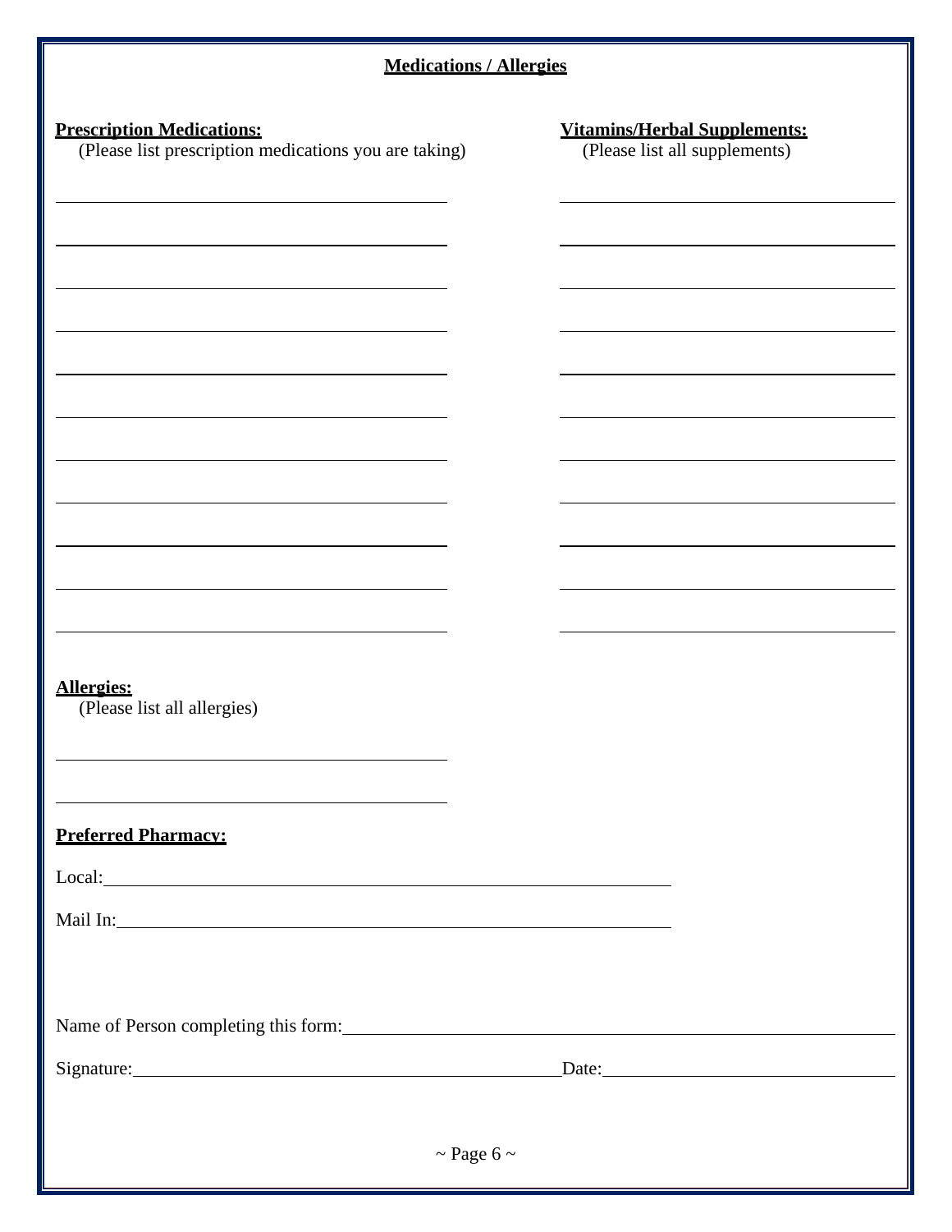## Medications / Allergies

**Prescription Medications:**
(Please list prescription medications you are taking)

**Vitamins/Herbal Supplements:**
(Please list all supplements)

**Allergies:**
(Please list all allergies)

**Preferred Pharmacy:**

Local:

Mail In:

Name of Person completing this form:

Signature: Date: